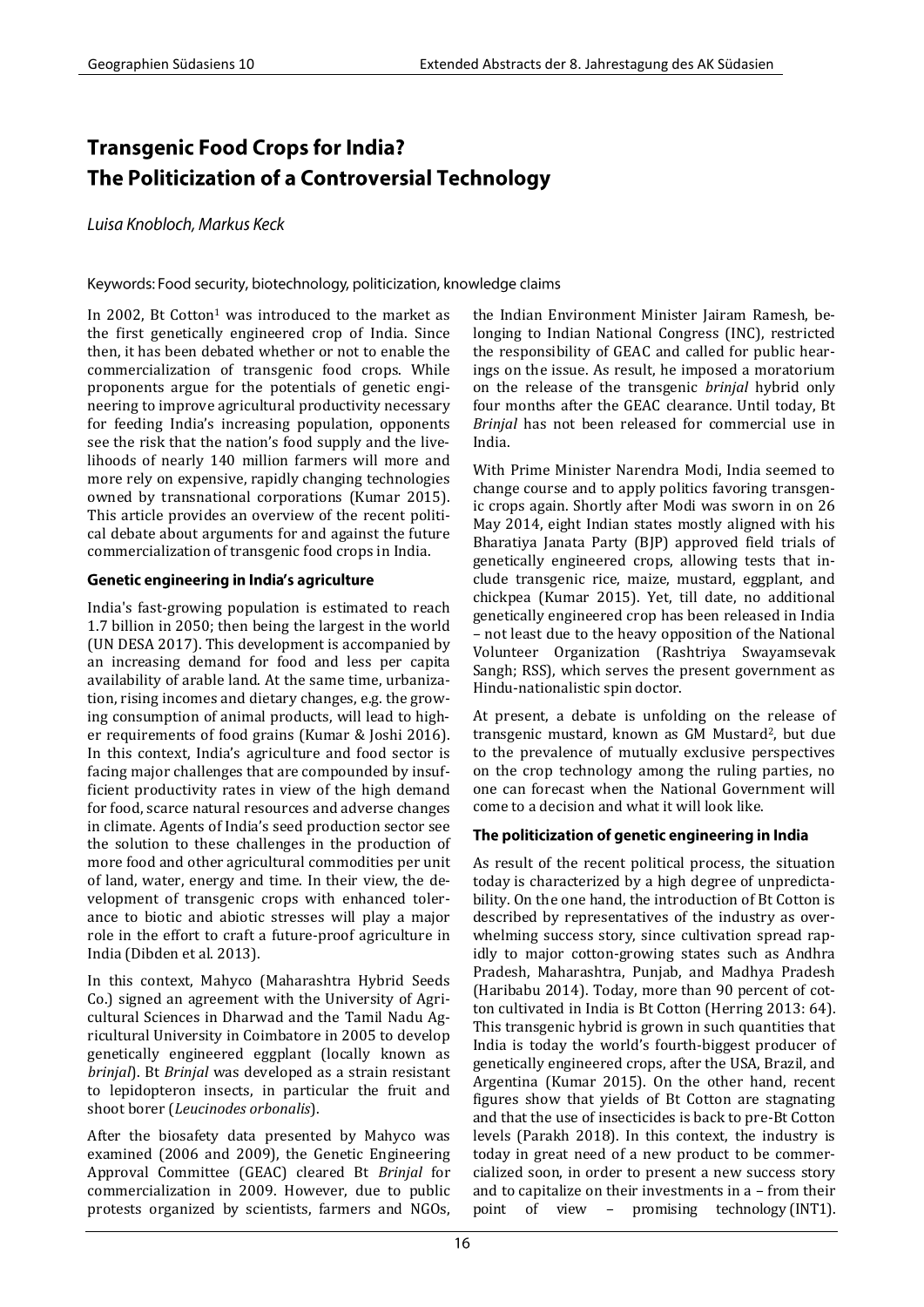# Transgenic Food Crops for India? The Politicization of a Controversial Technology

*Luisa Knobloch, Markus Keck*

Keywords: Food security, biotechnology, politicization, knowledge claims

In 2002, Bt Cotton[1] was introduced to the market as the first genetically engineered crop of India. Since then, it has been debated whether or not to enable the commercialization of transgenic food crops. While proponents argue for the potentials of genetic engineering to improve agricultural productivity necessary for feeding India's increasing population, opponents see the risk that the nation's food supply and the livelihoods of nearly 140 million farmers will more and more rely on expensive, rapidly changing technologies owned by transnational corporations (Kumar 2015). This article provides an overview of the recent political debate about arguments for and against the future commercialization of transgenic food crops in India.

## Genetic engineering in India's agriculture

India's fast-growing population is estimated to reach 1.7 billion in 2050; then being the largest in the world (UN DESA 2017). This development is accompanied by an increasing demand for food and less per capita availability of arable land. At the same time, urbanization, rising incomes and dietary changes, e.g. the growing consumption of animal products, will lead to higher requirements of food grains (Kumar & Joshi 2016). In this context, India's agriculture and food sector is facing major challenges that are compounded by insufficient productivity rates in view of the high demand for food, scarce natural resources and adverse changes in climate. Agents of India's seed production sector see the solution to these challenges in the production of more food and other agricultural commodities per unit of land, water, energy and time. In their view, the development of transgenic crops with enhanced tolerance to biotic and abiotic stresses will play a major role in the effort to craft a future-proof agriculture in India (Dibden et al. 2013).

In this context, Mahyco (Maharashtra Hybrid Seeds Co.) signed an agreement with the University of Agricultural Sciences in Dharwad and the Tamil Nadu Agricultural University in Coimbatore in 2005 to develop genetically engineered eggplant (locally known as *brinjal*). Bt *Brinjal* was developed as a strain resistant to lepidopteron insects, in particular the fruit and shoot borer (*Leucinodes orbonalis*).

After the biosafety data presented by Mahyco was examined (2006 and 2009), the Genetic Engineering Approval Committee (GEAC) cleared Bt *Brinjal* for commercialization in 2009. However, due to public protests organized by scientists, farmers and NGOs, the Indian Environment Minister Jairam Ramesh, belonging to Indian National Congress (INC), restricted the responsibility of GEAC and called for public hearings on the issue. As result, he imposed a moratorium on the release of the transgenic *brinjal* hybrid only four months after the GEAC clearance. Until today, Bt *Brinjal* has not been released for commercial use in India.

With Prime Minister Narendra Modi, India seemed to change course and to apply politics favoring transgenic crops again. Shortly after Modi was sworn in on 26 May 2014, eight Indian states mostly aligned with his Bharatiya Janata Party (BJP) approved field trials of genetically engineered crops, allowing tests that include transgenic rice, maize, mustard, eggplant, and chickpea (Kumar 2015). Yet, till date, no additional genetically engineered crop has been released in India – not least due to the heavy opposition of the National Volunteer Organization (Rashtriya Swayamsevak Sangh; RSS), which serves the present government as Hindu-nationalistic spin doctor.

At present, a debate is unfolding on the release of transgenic mustard, known as GM Mustard[2], but due to the prevalence of mutually exclusive perspectives on the crop technology among the ruling parties, no one can forecast when the National Government will come to a decision and what it will look like.

## The politicization of genetic engineering in India

As result of the recent political process, the situation today is characterized by a high degree of unpredictability. On the one hand, the introduction of Bt Cotton is described by representatives of the industry as overwhelming success story, since cultivation spread rapidly to major cotton-growing states such as Andhra Pradesh, Maharashtra, Punjab, and Madhya Pradesh (Haribabu 2014). Today, more than 90 percent of cotton cultivated in India is Bt Cotton (Herring 2013: 64). This transgenic hybrid is grown in such quantities that India is today the world's fourth-biggest producer of genetically engineered crops, after the USA, Brazil, and Argentina (Kumar 2015). On the other hand, recent figures show that yields of Bt Cotton are stagnating and that the use of insecticides is back to pre-Bt Cotton levels (Parakh 2018). In this context, the industry is today in great need of a new product to be commercialized soon, in order to present a new success story and to capitalize on their investments in a – from their point of view – promising technology (INT1).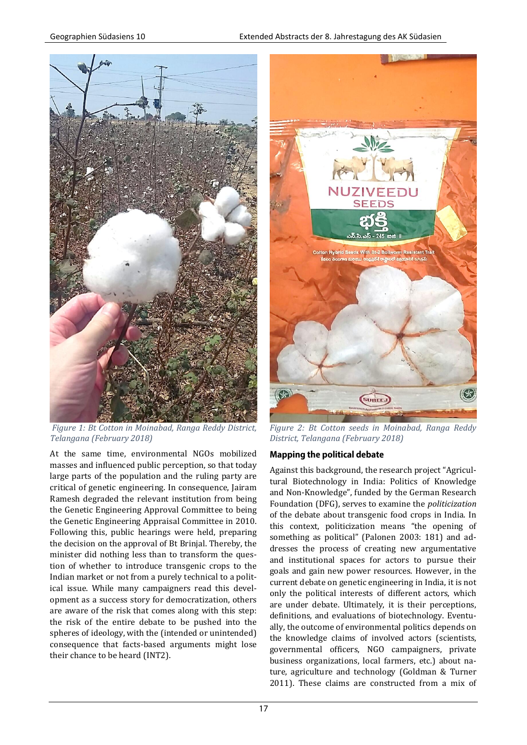Figure 1: Bt Cotton in Moinabad, Ranga Reddy District, Telangana (February 2018)

Figure 2: Bt Cotton seeds in Moinabad, Ranga Reddy District, Telangana (February 2018)

At the same time, environmental NGOs mobilized masses and influenced public perception, so that today large parts of the population and the ruling party are critical of genetic engineering. In consequence, Jairam Ramesh degraded the relevant institution from being the Genetic Engineering Approval Committee to being the Genetic Engineering Appraisal Committee in 2010. Following this, public hearings were held, preparing the decision on the approval of Bt Brinjal. Thereby, the minister did nothing less than to transform the question of whether to introduce transgenic crops to the Indian market or not from a purely technical to a political issue. While many campaigners read this development as a success story for democratization, others are aware of the risk that comes along with this step: the risk of the entire debate to be pushed into the spheres of ideology, with the (intended or unintended) consequence that facts-based arguments might lose their chance to be heard (INT2).

## Mapping the political debate

Against this background, the research project "Agricultural Biotechnology in India: Politics of Knowledge and Non-Knowledge", funded by the German Research Foundation (DFG), serves to examine the *politicization* of the debate about transgenic food crops in India. In this context, politicization means "the opening of something as political" (Palonen 2003: 181) and addresses the process of creating new argumentative and institutional spaces for actors to pursue their goals and gain new power resources. However, in the current debate on genetic engineering in India, it is not only the political interests of different actors, which are under debate. Ultimately, it is their perceptions, definitions, and evaluations of biotechnology. Eventually, the outcome of environmental politics depends on the knowledge claims of involved actors (scientists, governmental officers, NGO campaigners, private business organizations, local farmers, etc.) about nature, agriculture and technology (Goldman & Turner 2011). These claims are constructed from a mix of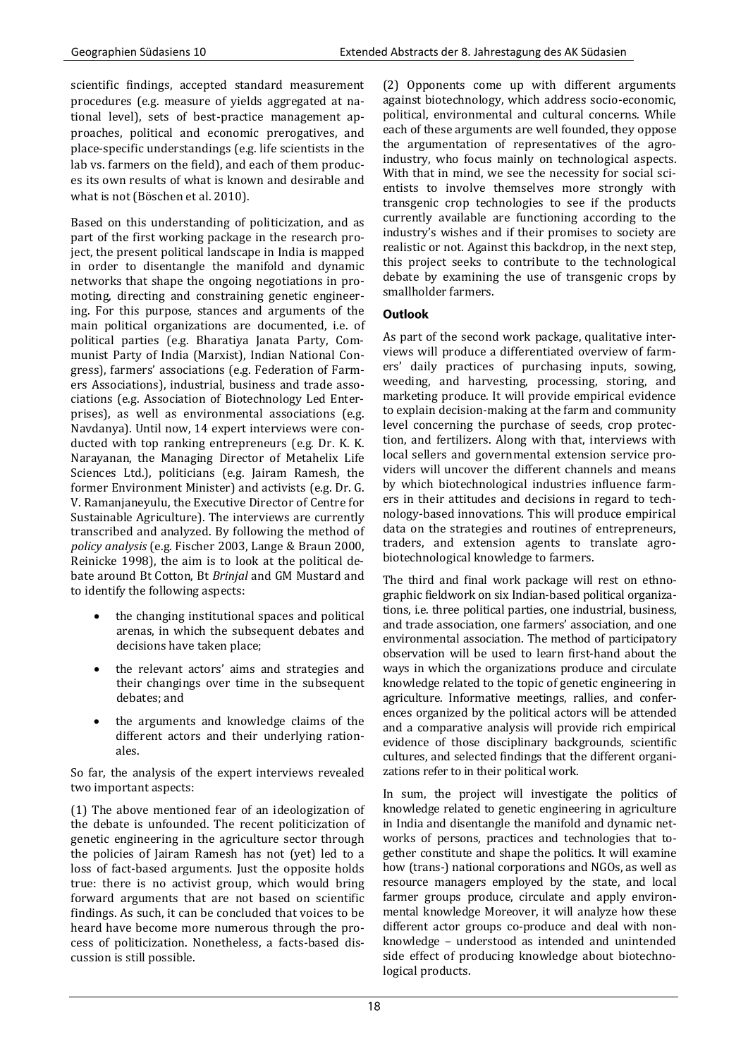scientific findings, accepted standard measurement procedures (e.g. measure of yields aggregated at national level), sets of best-practice management approaches, political and economic prerogatives, and place-specific understandings (e.g. life scientists in the lab vs. farmers on the field), and each of them produces its own results of what is known and desirable and what is not (Böschen et al. 2010).

Based on this understanding of politicization, and as part of the first working package in the research project, the present political landscape in India is mapped in order to disentangle the manifold and dynamic networks that shape the ongoing negotiations in promoting, directing and constraining genetic engineering. For this purpose, stances and arguments of the main political organizations are documented, i.e. of political parties (e.g. Bharatiya Janata Party, Communist Party of India (Marxist), Indian National Congress), farmers' associations (e.g. Federation of Farmers Associations), industrial, business and trade associations (e.g. Association of Biotechnology Led Enterprises), as well as environmental associations (e.g. Navdanya). Until now, 14 expert interviews were conducted with top ranking entrepreneurs (e.g. Dr. K. K. Narayanan, the Managing Director of Metahelix Life Sciences Ltd.), politicians (e.g. Jairam Ramesh, the former Environment Minister) and activists (e.g. Dr. G. V. Ramanjaneyulu, the Executive Director of Centre for Sustainable Agriculture). The interviews are currently transcribed and analyzed. By following the method of *policy analysis* (e.g. Fischer 2003, Lange & Braun 2000, Reinicke 1998), the aim is to look at the political debate around Bt Cotton, Bt *Brinjal* and GM Mustard and to identify the following aspects:

- the changing institutional spaces and political arenas, in which the subsequent debates and decisions have taken place;
- the relevant actors' aims and strategies and their changings over time in the subsequent debates; and
- the arguments and knowledge claims of the different actors and their underlying rationales.

So far, the analysis of the expert interviews revealed two important aspects:

(1) The above mentioned fear of an ideologization of the debate is unfounded. The recent politicization of genetic engineering in the agriculture sector through the policies of Jairam Ramesh has not (yet) led to a loss of fact-based arguments. Just the opposite holds true: there is no activist group, which would bring forward arguments that are not based on scientific findings. As such, it can be concluded that voices to be heard have become more numerous through the process of politicization. Nonetheless, a facts-based discussion is still possible.

(2) Opponents come up with different arguments against biotechnology, which address socio-economic, political, environmental and cultural concerns. While each of these arguments are well founded, they oppose the argumentation of representatives of the agro-industry, who focus mainly on technological aspects. With that in mind, we see the necessity for social scientists to involve themselves more strongly with transgenic crop technologies to see if the products currently available are functioning according to the industry's wishes and if their promises to society are realistic or not. Against this backdrop, in the next step, this project seeks to contribute to the technological debate by examining the use of transgenic crops by smallholder farmers.

## Outlook

As part of the second work package, qualitative interviews will produce a differentiated overview of farmers' daily practices of purchasing inputs, sowing, weeding, and harvesting, processing, storing, and marketing produce. It will provide empirical evidence to explain decision-making at the farm and community level concerning the purchase of seeds, crop protection, and fertilizers. Along with that, interviews with local sellers and governmental extension service providers will uncover the different channels and means by which biotechnological industries influence farmers in their attitudes and decisions in regard to technology-based innovations. This will produce empirical data on the strategies and routines of entrepreneurs, traders, and extension agents to translate agro-biotechnological knowledge to farmers.

The third and final work package will rest on ethnographic fieldwork on six Indian-based political organizations, i.e. three political parties, one industrial, business, and trade association, one farmers' association, and one environmental association. The method of participatory observation will be used to learn first-hand about the ways in which the organizations produce and circulate knowledge related to the topic of genetic engineering in agriculture. Informative meetings, rallies, and conferences organized by the political actors will be attended and a comparative analysis will provide rich empirical evidence of those disciplinary backgrounds, scientific cultures, and selected findings that the different organizations refer to in their political work.

In sum, the project will investigate the politics of knowledge related to genetic engineering in agriculture in India and disentangle the manifold and dynamic networks of persons, practices and technologies that together constitute and shape the politics. It will examine how (trans-) national corporations and NGOs, as well as resource managers employed by the state, and local farmer groups produce, circulate and apply environmental knowledge Moreover, it will analyze how these different actor groups co-produce and deal with non-knowledge – understood as intended and unintended side effect of producing knowledge about biotechnological products.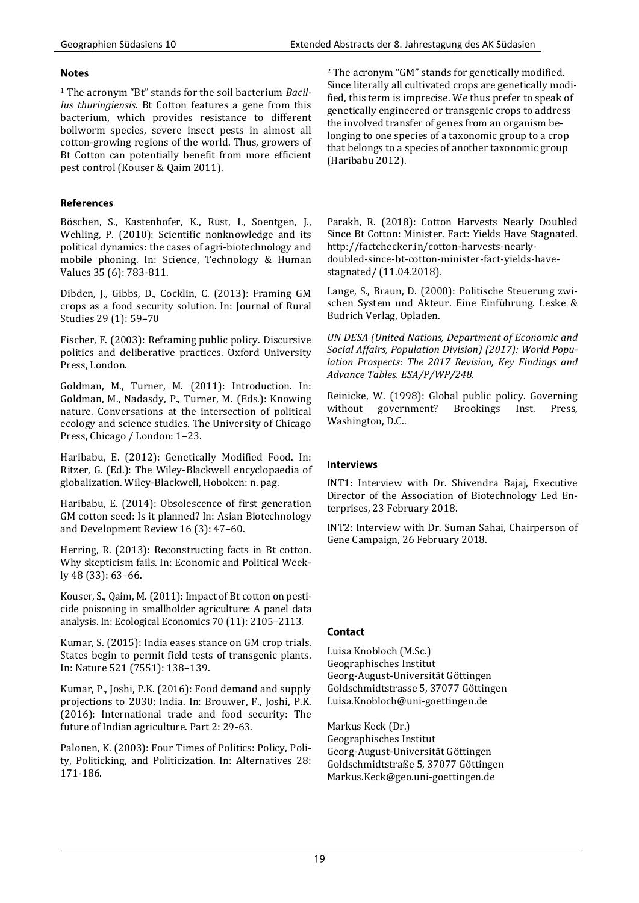### Notes

[1] The acronym "Bt" stands for the soil bacterium *Bacillus thuringiensis*. Bt Cotton features a gene from this bacterium, which provides resistance to different bollworm species, severe insect pests in almost all cotton-growing regions of the world. Thus, growers of Bt Cotton can potentially benefit from more efficient pest control (Kouser & Qaim 2011).

[2] The acronym "GM" stands for genetically modified. Since literally all cultivated crops are genetically modified, this term is imprecise. We thus prefer to speak of genetically engineered or transgenic crops to address the involved transfer of genes from an organism belonging to one species of a taxonomic group to a crop that belongs to a species of another taxonomic group (Haribabu 2012).

### References

Böschen, S., Kastenhofer, K., Rust, I., Soentgen, J., Wehling, P. (2010): Scientific nonknowledge and its political dynamics: the cases of agri-biotechnology and mobile phoning. In: Science, Technology & Human Values 35 (6): 783-811.

Dibden, J., Gibbs, D., Cocklin, C. (2013): Framing GM crops as a food security solution. In: Journal of Rural Studies 29 (1): 59–70

Fischer, F. (2003): Reframing public policy. Discursive politics and deliberative practices. Oxford University Press, London.

Goldman, M., Turner, M. (2011): Introduction. In: Goldman, M., Nadasdy, P., Turner, M. (Eds.): Knowing nature. Conversations at the intersection of political ecology and science studies. The University of Chicago Press, Chicago / London: 1–23.

Haribabu, E. (2012): Genetically Modified Food. In: Ritzer, G. (Ed.): The Wiley-Blackwell encyclopaedia of globalization. Wiley-Blackwell, Hoboken: n. pag.

Haribabu, E. (2014): Obsolescence of first generation GM cotton seed: Is it planned? In: Asian Biotechnology and Development Review 16 (3): 47–60.

Herring, R. (2013): Reconstructing facts in Bt cotton. Why skepticism fails. In: Economic and Political Weekly 48 (33): 63–66.

Kouser, S., Qaim, M. (2011): Impact of Bt cotton on pesticide poisoning in smallholder agriculture: A panel data analysis. In: Ecological Economics 70 (11): 2105–2113.

Kumar, S. (2015): India eases stance on GM crop trials. States begin to permit field tests of transgenic plants. In: Nature 521 (7551): 138–139.

Kumar, P., Joshi, P.K. (2016): Food demand and supply projections to 2030: India. In: Brouwer, F., Joshi, P.K. (2016): International trade and food security: The future of Indian agriculture. Part 2: 29-63.

Palonen, K. (2003): Four Times of Politics: Policy, Polity, Politicking, and Politicization. In: Alternatives 28: 171-186.

Parakh, R. (2018): Cotton Harvests Nearly Doubled Since Bt Cotton: Minister. Fact: Yields Have Stagnated. http://factchecker.in/cotton-harvests-nearly-doubled-since-bt-cotton-minister-fact-yields-have-stagnated/ (11.04.2018).

Lange, S., Braun, D. (2000): Politische Steuerung zwischen System und Akteur. Eine Einführung. Leske & Budrich Verlag, Opladen.

*UN DESA (United Nations, Department of Economic and Social Affairs, Population Division) (2017): World Population Prospects: The 2017 Revision, Key Findings and Advance Tables. ESA/P/WP/248.*

Reinicke, W. (1998): Global public policy. Governing without government? Brookings Inst. Press, Washington, D.C..

### Interviews

INT1: Interview with Dr. Shivendra Bajaj, Executive Director of the Association of Biotechnology Led Enterprises, 23 February 2018.

INT2: Interview with Dr. Suman Sahai, Chairperson of Gene Campaign, 26 February 2018.

### Contact

Luisa Knobloch (M.Sc.)  
Geographisches Institut  
Georg-August-Universität Göttingen  
Goldschmidtstrasse 5, 37077 Göttingen  
Luisa.Knobloch@uni-goettingen.de

Markus Keck (Dr.)  
Geographisches Institut  
Georg-August-Universität Göttingen  
Goldschmidtstraße 5, 37077 Göttingen  
Markus.Keck@geo.uni-goettingen.de